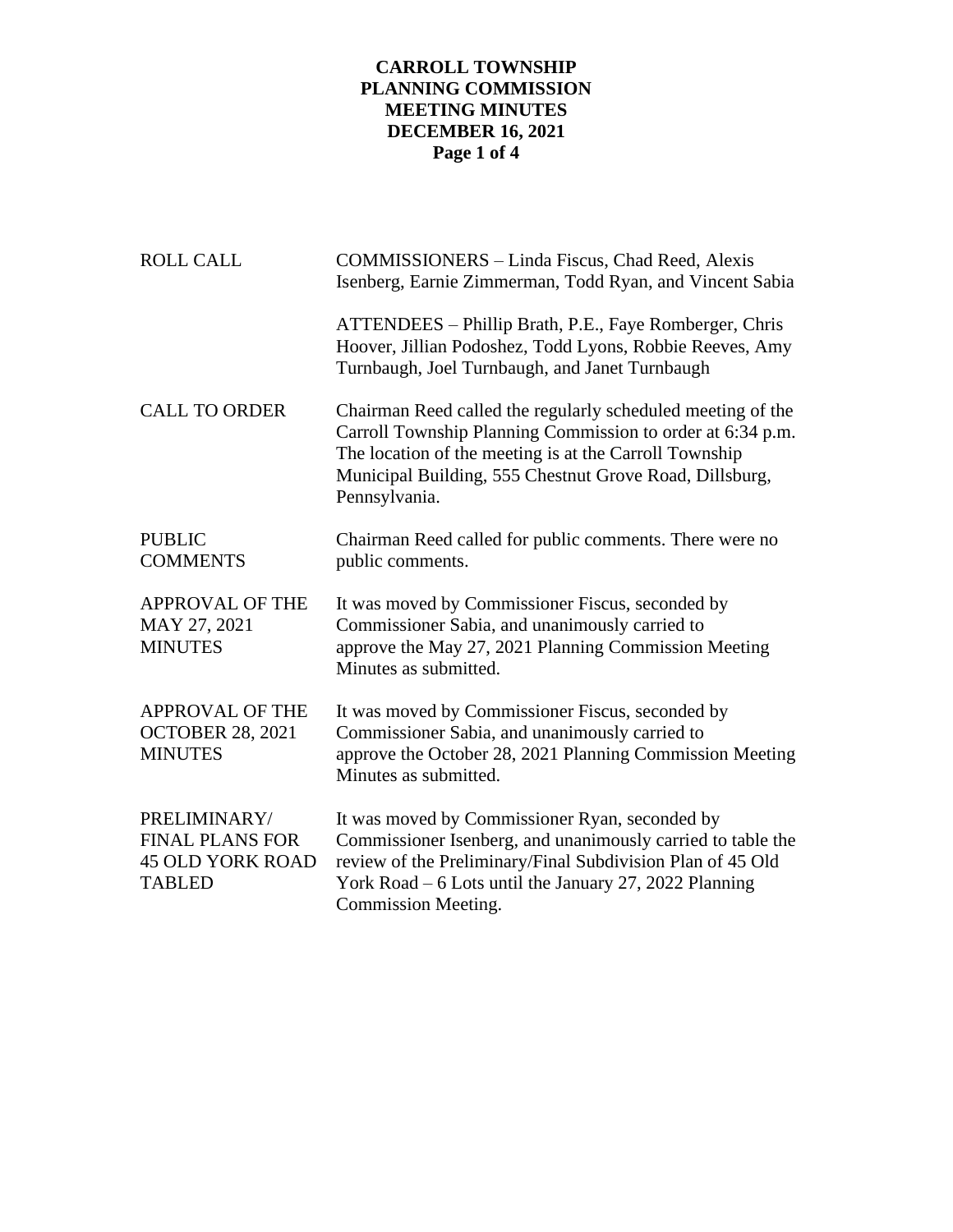# CARROLL TOWNSHIP
# PLANNING COMMISSION
# MEETING MINUTES
# DECEMBER 16, 2021

| | |
|---|---|
| ROLL CALL | COMMISSIONERS – Linda Fiscus, Chad Reed, Alexis Isenberg, Earnie Zimmerman, Todd Ryan, and Vincent Sabia |
| | ATTENDEES – Phillip Brath, P.E., Faye Romberger, Chris Hoover, Jillian Podoshez, Todd Lyons, Robbie Reeves, Amy Turnbaugh, Joel Turnbaugh, and Janet Turnbaugh |
| CALL TO ORDER | Chairman Reed called the regularly scheduled meeting of the Carroll Township Planning Commission to order at 6:34 p.m. The location of the meeting is at the Carroll Township Municipal Building, 555 Chestnut Grove Road, Dillsburg, Pennsylvania. |
| PUBLIC COMMENTS | Chairman Reed called for public comments. There were no public comments. |
| APPROVAL OF THE MAY 27, 2021 MINUTES | It was moved by Commissioner Fiscus, seconded by Commissioner Sabia, and unanimously carried to approve the May 27, 2021 Planning Commission Meeting Minutes as submitted. |
| APPROVAL OF THE OCTOBER 28, 2021 MINUTES | It was moved by Commissioner Fiscus, seconded by Commissioner Sabia, and unanimously carried to approve the October 28, 2021 Planning Commission Meeting Minutes as submitted. |
| PRELIMINARY/ FINAL PLANS FOR 45 OLD YORK ROAD TABLED | It was moved by Commissioner Ryan, seconded by Commissioner Isenberg, and unanimously carried to table the review of the Preliminary/Final Subdivision Plan of 45 Old York Road – 6 Lots until the January 27, 2022 Planning Commission Meeting. |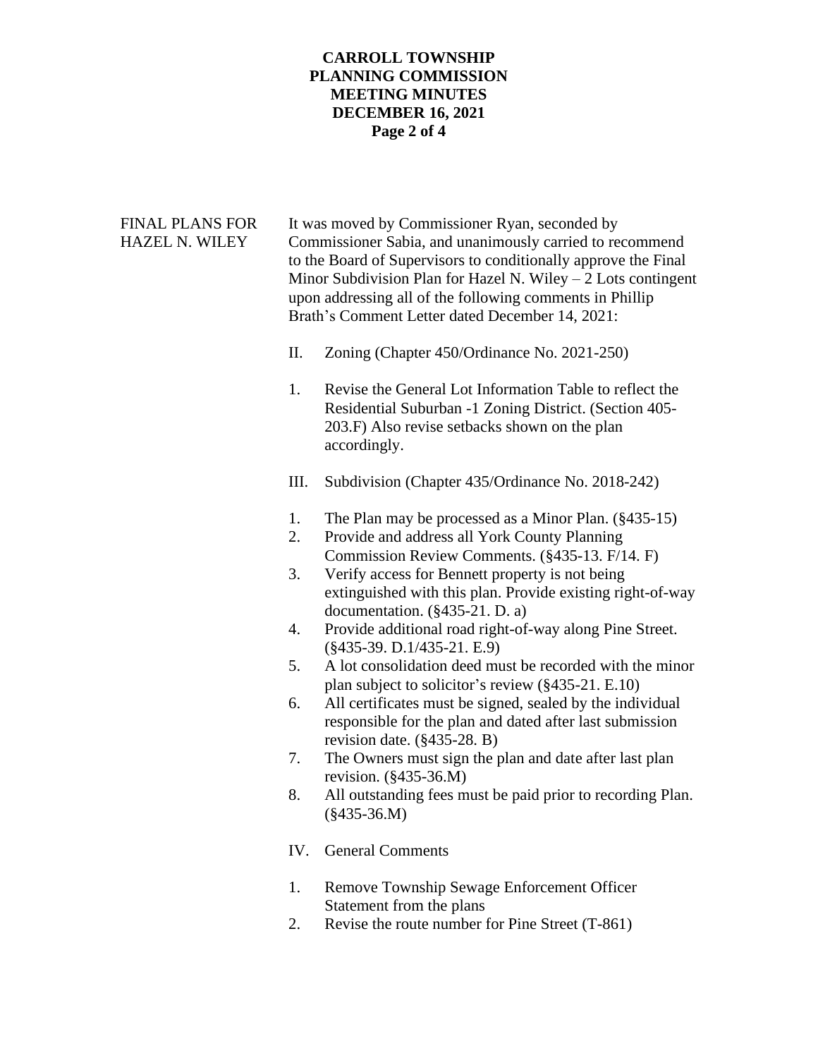FINAL PLANS FOR HAZEL N. WILEY

It was moved by Commissioner Ryan, seconded by Commissioner Sabia, and unanimously carried to recommend to the Board of Supervisors to conditionally approve the Final Minor Subdivision Plan for Hazel N. Wiley – 2 Lots contingent upon addressing all of the following comments in Phillip Brath's Comment Letter dated December 14, 2021:

II. Zoning (Chapter 450/Ordinance No. 2021-250)

1. Revise the General Lot Information Table to reflect the Residential Suburban -1 Zoning District. (Section 405-203.F) Also revise setbacks shown on the plan accordingly.

III. Subdivision (Chapter 435/Ordinance No. 2018-242)

1. The Plan may be processed as a Minor Plan. (§435-15)
2. Provide and address all York County Planning Commission Review Comments. (§435-13. F/14. F)
3. Verify access for Bennett property is not being extinguished with this plan. Provide existing right-of-way documentation. (§435-21. D. a)
4. Provide additional road right-of-way along Pine Street. (§435-39. D.1/435-21. E.9)
5. A lot consolidation deed must be recorded with the minor plan subject to solicitor's review (§435-21. E.10)
6. All certificates must be signed, sealed by the individual responsible for the plan and dated after last submission revision date. (§435-28. B)
7. The Owners must sign the plan and date after last plan revision. (§435-36.M)
8. All outstanding fees must be paid prior to recording Plan. (§435-36.M)

IV. General Comments

1. Remove Township Sewage Enforcement Officer Statement from the plans
2. Revise the route number for Pine Street (T-861)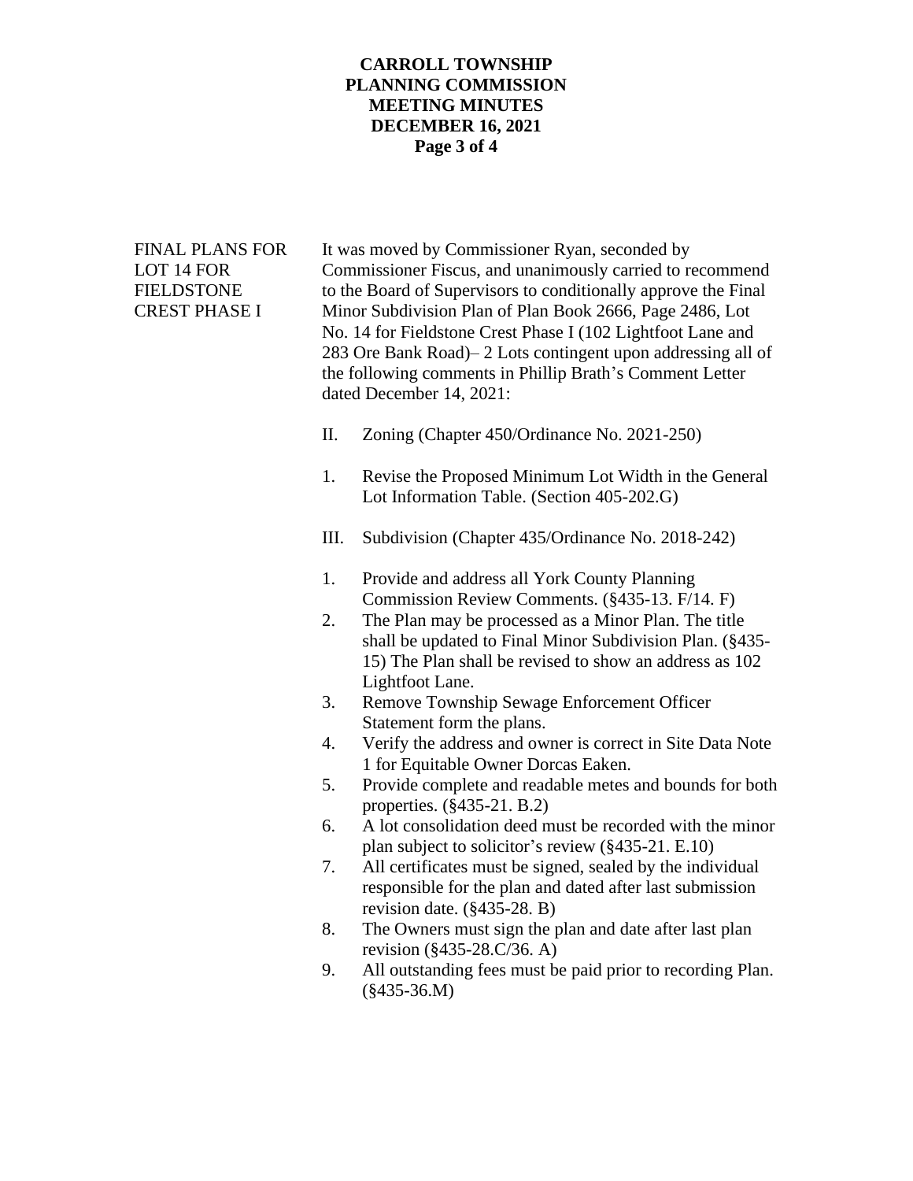**FINAL PLANS FOR LOT 14 FOR FIELDSTONE CREST PHASE I**

It was moved by Commissioner Ryan, seconded by Commissioner Fiscus, and unanimously carried to recommend to the Board of Supervisors to conditionally approve the Final Minor Subdivision Plan of Plan Book 2666, Page 2486, Lot No. 14 for Fieldstone Crest Phase I (102 Lightfoot Lane and 283 Ore Bank Road)– 2 Lots contingent upon addressing all of the following comments in Phillip Brath's Comment Letter dated December 14, 2021:

II. Zoning (Chapter 450/Ordinance No. 2021-250)

1. Revise the Proposed Minimum Lot Width in the General Lot Information Table. (Section 405-202.G)

III. Subdivision (Chapter 435/Ordinance No. 2018-242)

1. Provide and address all York County Planning Commission Review Comments. (§435-13. F/14. F)
2. The Plan may be processed as a Minor Plan. The title shall be updated to Final Minor Subdivision Plan. (§435-15) The Plan shall be revised to show an address as 102 Lightfoot Lane.
3. Remove Township Sewage Enforcement Officer Statement form the plans.
4. Verify the address and owner is correct in Site Data Note 1 for Equitable Owner Dorcas Eaken.
5. Provide complete and readable metes and bounds for both properties. (§435-21. B.2)
6. A lot consolidation deed must be recorded with the minor plan subject to solicitor's review (§435-21. E.10)
7. All certificates must be signed, sealed by the individual responsible for the plan and dated after last submission revision date. (§435-28. B)
8. The Owners must sign the plan and date after last plan revision (§435-28.C/36. A)
9. All outstanding fees must be paid prior to recording Plan. (§435-36.M)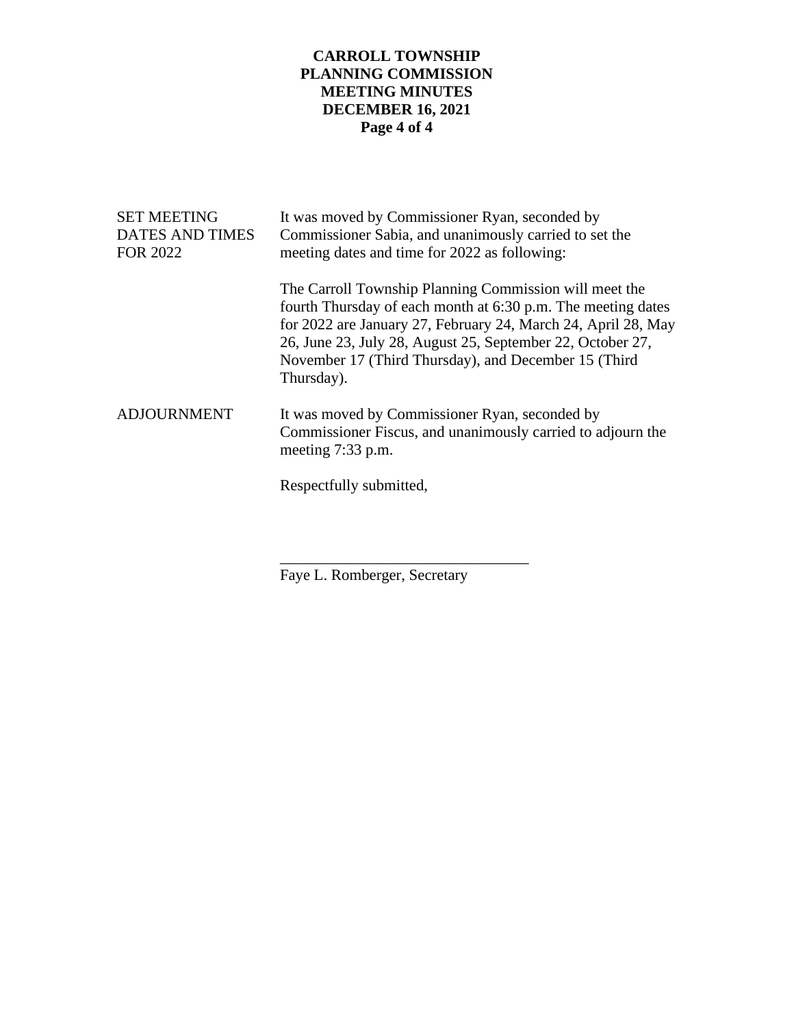SET MEETING DATES AND TIMES FOR 2022

It was moved by Commissioner Ryan, seconded by Commissioner Sabia, and unanimously carried to set the meeting dates and time for 2022 as following:

The Carroll Township Planning Commission will meet the fourth Thursday of each month at 6:30 p.m. The meeting dates for 2022 are January 27, February 24, March 24, April 28, May 26, June 23, July 28, August 25, September 22, October 27, November 17 (Third Thursday), and December 15 (Third Thursday).

ADJOURNMENT

It was moved by Commissioner Ryan, seconded by Commissioner Fiscus, and unanimously carried to adjourn the meeting 7:33 p.m.

Respectfully submitted,

________________________________

Faye L. Romberger, Secretary